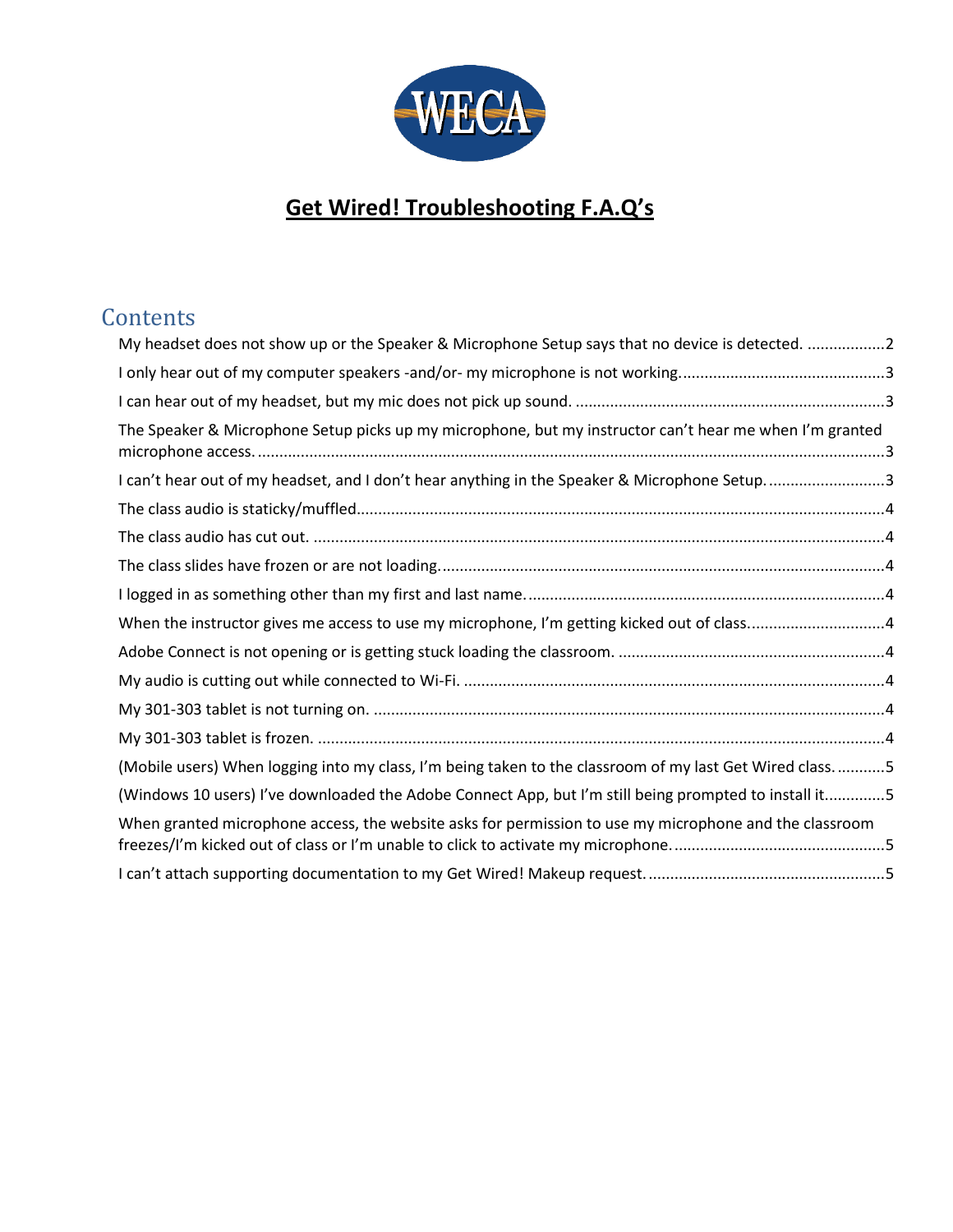WECA

# Get Wired! Troubleshooting F.A.Q's

## Contents

- My headset does not show up or the Speaker & Microphone Setup says that no device is detected. ..................2
- I only hear out of my computer speakers -and/or- my microphone is not working...............................................3
- I can hear out of my headset, but my mic does not pick up sound. .......................................................................3
- The Speaker & Microphone Setup picks up my microphone, but my instructor can't hear me when I'm granted microphone access. ...............................................................................................................................................3
- I can't hear out of my headset, and I don't hear anything in the Speaker & Microphone Setup. ...........................3
- The class audio is staticky/muffled..........................................................................................................................4
- The class audio has cut out. ....................................................................................................................................4
- The class slides have frozen or are not loading.......................................................................................................4
- I logged in as something other than my first and last name...................................................................................4
- When the instructor gives me access to use my microphone, I'm getting kicked out of class...............................4
- Adobe Connect is not opening or is getting stuck loading the classroom. .............................................................4
- My audio is cutting out while connected to Wi-Fi. .................................................................................................4
- My 301-303 tablet is not turning on. ......................................................................................................................4
- My 301-303 tablet is frozen. ...................................................................................................................................4
- (Mobile users) When logging into my class, I'm being taken to the classroom of my last Get Wired class. ...........5
- (Windows 10 users) I've downloaded the Adobe Connect App, but I'm still being prompted to install it.............5
- When granted microphone access, the website asks for permission to use my microphone and the classroom freezes/I'm kicked out of class or I'm unable to click to activate my microphone. ................................................5
- I can't attach supporting documentation to my Get Wired! Makeup request. .......................................................5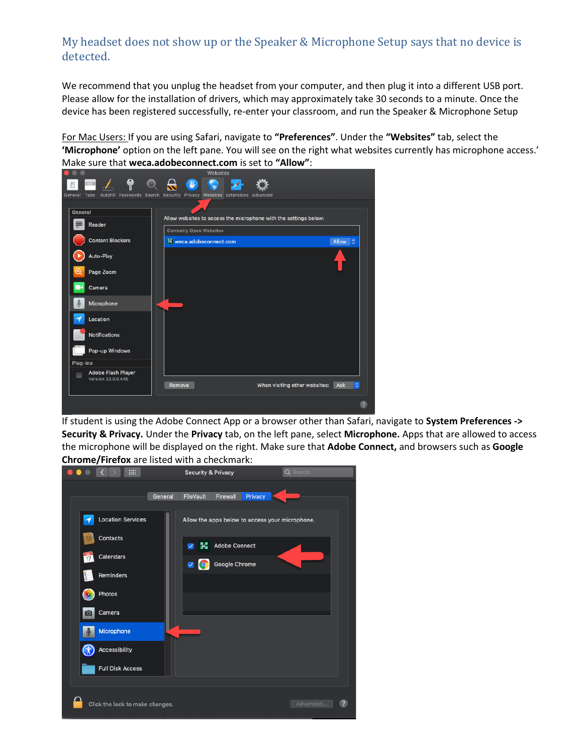## My headset does not show up or the Speaker & Microphone Setup says that no device is detected.

We recommend that you unplug the headset from your computer, and then plug it into a different USB port. Please allow for the installation of drivers, which may approximately take 30 seconds to a minute. Once the device has been registered successfully, re-enter your classroom, and run the Speaker & Microphone Setup

For Mac Users: If you are using Safari, navigate to **"Preferences"**. Under the **"Websites"** tab, select the **'Microphone'** option on the left pane. You will see on the right what websites currently has microphone access.' Make sure that **weca.adobeconnect.com** is set to **"Allow"**:

If student is using the Adobe Connect App or a browser other than Safari, navigate to **System Preferences -> Security & Privacy.** Under the **Privacy** tab, on the left pane, select **Microphone.** Apps that are allowed to access the microphone will be displayed on the right. Make sure that **Adobe Connect,** and browsers such as **Google Chrome/Firefox** are listed with a checkmark: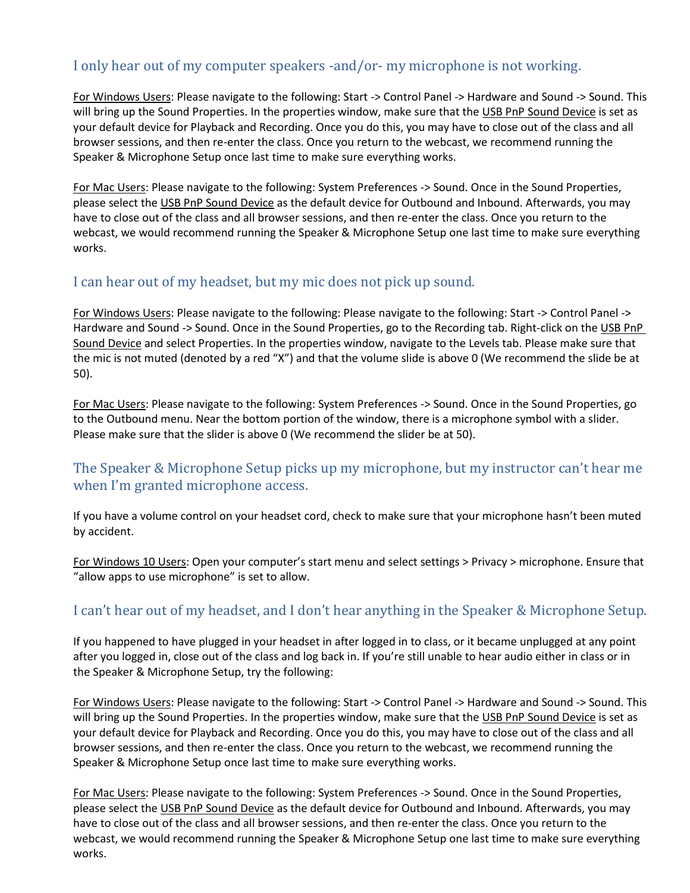## I only hear out of my computer speakers -and/or- my microphone is not working.

For Windows Users: Please navigate to the following: Start -> Control Panel -> Hardware and Sound -> Sound. This will bring up the Sound Properties. In the properties window, make sure that the USB PnP Sound Device is set as your default device for Playback and Recording. Once you do this, you may have to close out of the class and all browser sessions, and then re-enter the class. Once you return to the webcast, we recommend running the Speaker & Microphone Setup once last time to make sure everything works.

For Mac Users: Please navigate to the following: System Preferences -> Sound. Once in the Sound Properties, please select the USB PnP Sound Device as the default device for Outbound and Inbound. Afterwards, you may have to close out of the class and all browser sessions, and then re-enter the class. Once you return to the webcast, we would recommend running the Speaker & Microphone Setup one last time to make sure everything works.

## I can hear out of my headset, but my mic does not pick up sound.

For Windows Users: Please navigate to the following: Please navigate to the following: Start -> Control Panel -> Hardware and Sound -> Sound. Once in the Sound Properties, go to the Recording tab. Right-click on the USB PnP Sound Device and select Properties. In the properties window, navigate to the Levels tab. Please make sure that the mic is not muted (denoted by a red "X") and that the volume slide is above 0 (We recommend the slide be at 50).

For Mac Users: Please navigate to the following: System Preferences -> Sound. Once in the Sound Properties, go to the Outbound menu. Near the bottom portion of the window, there is a microphone symbol with a slider. Please make sure that the slider is above 0 (We recommend the slider be at 50).

## The Speaker & Microphone Setup picks up my microphone, but my instructor can't hear me when I'm granted microphone access.

If you have a volume control on your headset cord, check to make sure that your microphone hasn't been muted by accident.

For Windows 10 Users: Open your computer's start menu and select settings > Privacy > microphone. Ensure that "allow apps to use microphone" is set to allow.

## I can't hear out of my headset, and I don't hear anything in the Speaker & Microphone Setup.

If you happened to have plugged in your headset in after logged in to class, or it became unplugged at any point after you logged in, close out of the class and log back in. If you're still unable to hear audio either in class or in the Speaker & Microphone Setup, try the following:

For Windows Users: Please navigate to the following: Start -> Control Panel -> Hardware and Sound -> Sound. This will bring up the Sound Properties. In the properties window, make sure that the USB PnP Sound Device is set as your default device for Playback and Recording. Once you do this, you may have to close out of the class and all browser sessions, and then re-enter the class. Once you return to the webcast, we recommend running the Speaker & Microphone Setup once last time to make sure everything works.

For Mac Users: Please navigate to the following: System Preferences -> Sound. Once in the Sound Properties, please select the USB PnP Sound Device as the default device for Outbound and Inbound. Afterwards, you may have to close out of the class and all browser sessions, and then re-enter the class. Once you return to the webcast, we would recommend running the Speaker & Microphone Setup one last time to make sure everything works.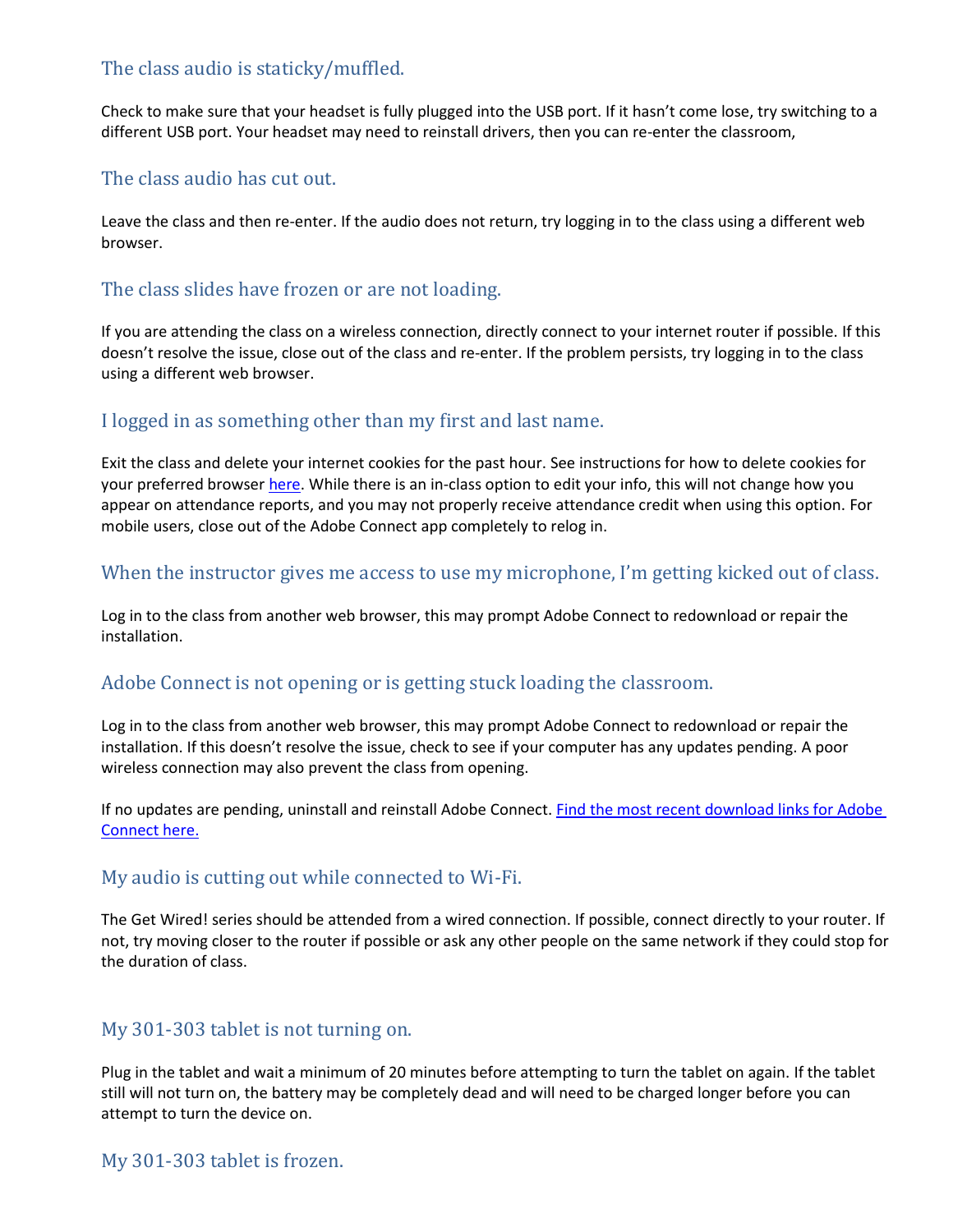## The class audio is staticky/muffled.

Check to make sure that your headset is fully plugged into the USB port. If it hasn't come lose, try switching to a different USB port. Your headset may need to reinstall drivers, then you can re-enter the classroom,

## The class audio has cut out.

Leave the class and then re-enter. If the audio does not return, try logging in to the class using a different web browser.

## The class slides have frozen or are not loading.

If you are attending the class on a wireless connection, directly connect to your internet router if possible. If this doesn't resolve the issue, close out of the class and re-enter. If the problem persists, try logging in to the class using a different web browser.

## I logged in as something other than my first and last name.

Exit the class and delete your internet cookies for the past hour. See instructions for how to delete cookies for your preferred browser [here](). While there is an in-class option to edit your info, this will not change how you appear on attendance reports, and you may not properly receive attendance credit when using this option. For mobile users, close out of the Adobe Connect app completely to relog in.

## When the instructor gives me access to use my microphone, I'm getting kicked out of class.

Log in to the class from another web browser, this may prompt Adobe Connect to redownload or repair the installation.

## Adobe Connect is not opening or is getting stuck loading the classroom.

Log in to the class from another web browser, this may prompt Adobe Connect to redownload or repair the installation. If this doesn't resolve the issue, check to see if your computer has any updates pending. A poor wireless connection may also prevent the class from opening.

If no updates are pending, uninstall and reinstall Adobe Connect. [Find the most recent download links for Adobe Connect here.]()

## My audio is cutting out while connected to Wi-Fi.

The Get Wired! series should be attended from a wired connection. If possible, connect directly to your router. If not, try moving closer to the router if possible or ask any other people on the same network if they could stop for the duration of class.

## My 301-303 tablet is not turning on.

Plug in the tablet and wait a minimum of 20 minutes before attempting to turn the tablet on again. If the tablet still will not turn on, the battery may be completely dead and will need to be charged longer before you can attempt to turn the device on.

## My 301-303 tablet is frozen.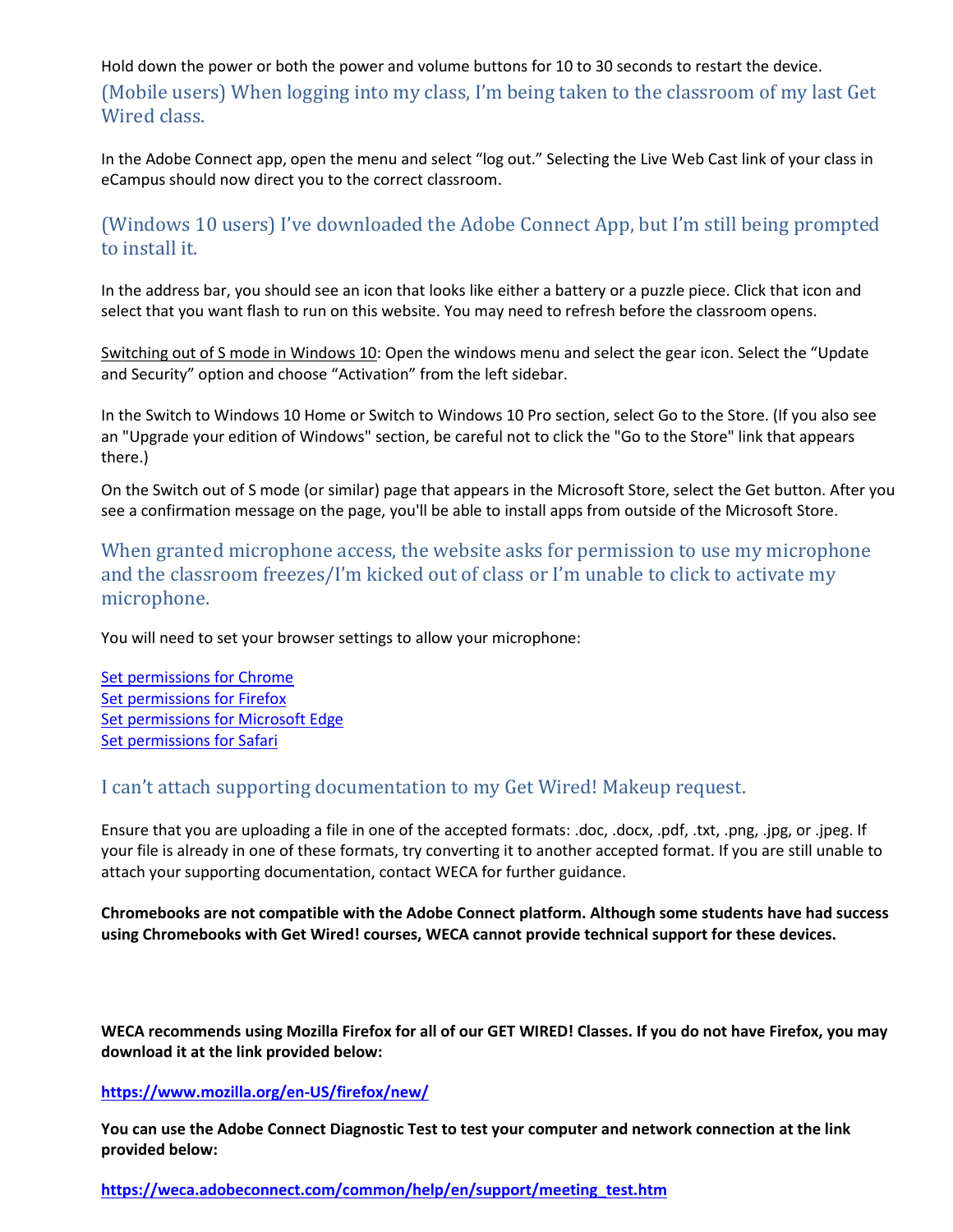Hold down the power or both the power and volume buttons for 10 to 30 seconds to restart the device.

### (Mobile users) When logging into my class, I'm being taken to the classroom of my last Get Wired class.

In the Adobe Connect app, open the menu and select "log out." Selecting the Live Web Cast link of your class in eCampus should now direct you to the correct classroom.

### (Windows 10 users) I've downloaded the Adobe Connect App, but I'm still being prompted to install it.

In the address bar, you should see an icon that looks like either a battery or a puzzle piece. Click that icon and select that you want flash to run on this website. You may need to refresh before the classroom opens.

Switching out of S mode in Windows 10: Open the windows menu and select the gear icon. Select the "Update and Security" option and choose "Activation" from the left sidebar.

In the Switch to Windows 10 Home or Switch to Windows 10 Pro section, select Go to the Store. (If you also see an "Upgrade your edition of Windows" section, be careful not to click the "Go to the Store" link that appears there.)

On the Switch out of S mode (or similar) page that appears in the Microsoft Store, select the Get button. After you see a confirmation message on the page, you'll be able to install apps from outside of the Microsoft Store.

### When granted microphone access, the website asks for permission to use my microphone and the classroom freezes/I'm kicked out of class or I'm unable to click to activate my microphone.

You will need to set your browser settings to allow your microphone:

Set permissions for Chrome
Set permissions for Firefox
Set permissions for Microsoft Edge
Set permissions for Safari

### I can't attach supporting documentation to my Get Wired! Makeup request.

Ensure that you are uploading a file in one of the accepted formats: .doc, .docx, .pdf, .txt, .png, .jpg, or .jpeg. If your file is already in one of these formats, try converting it to another accepted format. If you are still unable to attach your supporting documentation, contact WECA for further guidance.

**Chromebooks are not compatible with the Adobe Connect platform. Although some students have had success using Chromebooks with Get Wired! courses, WECA cannot provide technical support for these devices.**

**WECA recommends using Mozilla Firefox for all of our GET WIRED! Classes. If you do not have Firefox, you may download it at the link provided below:**

**https://www.mozilla.org/en-US/firefox/new/**

**You can use the Adobe Connect Diagnostic Test to test your computer and network connection at the link provided below:**

**https://weca.adobeconnect.com/common/help/en/support/meeting_test.htm**